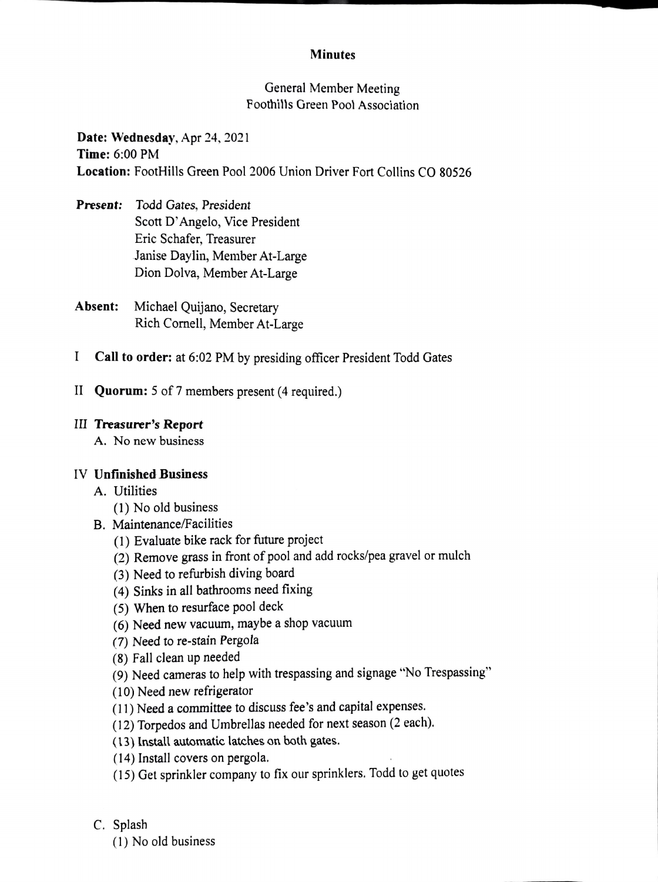# Minutes

General Member Meeting
Foothills Green Pool Association

**Date: Wednesday**, Apr 24, 2021
**Time:** 6:00 PM
**Location:** FootHills Green Pool 2006 Union Driver Fort Collins CO 80526

***Present:*** *Todd Gates, President*
Scott D'Angelo, Vice President
Eric Schafer, Treasurer
Janise Daylin, Member At-Large
Dion Dolva, Member At-Large

**Absent:** Michael Quijano, Secretary
Rich Cornell, Member At-Large

I **Call to order:** at 6:02 PM by presiding officer President Todd Gates

II **Quorum:** 5 of 7 members present (4 required.)

III ***Treasurer's Report***

A. No new business

IV **Unfinished Business**

A. Utilities
  (1) No old business

B. Maintenance/Facilities
  (1) Evaluate bike rack for future project
  (2) Remove grass in front of pool and add rocks/pea gravel or mulch
  (3) Need to refurbish diving board
  (4) Sinks in all bathrooms need fixing
  (5) When to resurface pool deck
  (6) Need new vacuum, maybe a shop vacuum
  (7) Need to re-stain Pergola
  (8) Fall clean up needed
  (9) Need cameras to help with trespassing and signage "No Trespassing"
  (10) Need new refrigerator
  (11) Need a committee to discuss fee's and capital expenses.
  (12) Torpedos and Umbrellas needed for next season (2 each).
  (13) Install automatic latches on both gates.
  (14) Install covers on pergola.
  (15) Get sprinkler company to fix our sprinklers. Todd to get quotes

C. Splash
  (1) No old business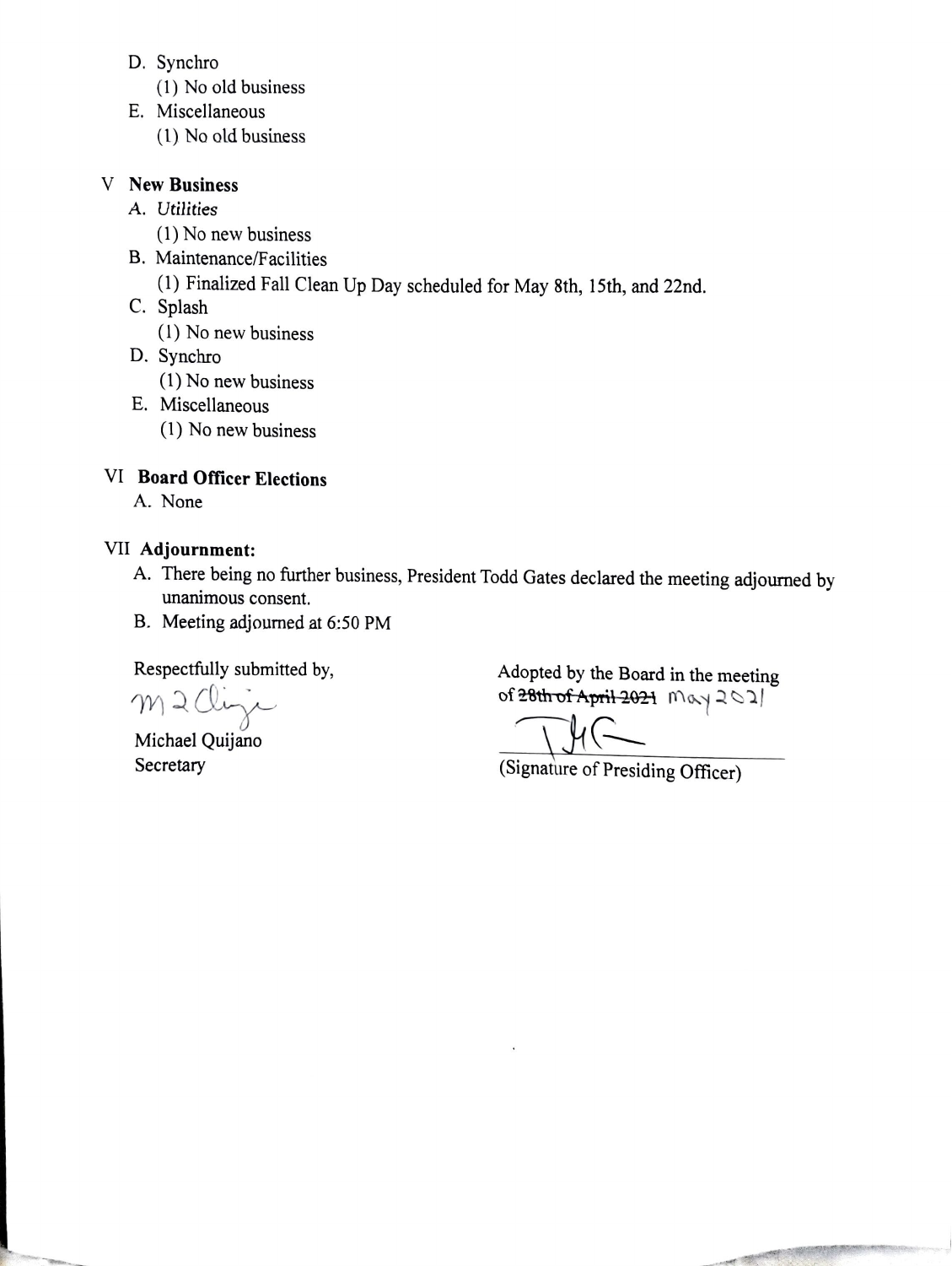D. Synchro
   (1) No old business
E. Miscellaneous
   (1) No old business

## V New Business

A. *Utilities*
   (1) No new business
B. Maintenance/Facilities
   (1) Finalized Fall Clean Up Day scheduled for May 8th, 15th, and 22nd.
C. Splash
   (1) No new business
D. Synchro
   (1) No new business
E. Miscellaneous
   (1) No new business

## VI Board Officer Elections

A. None

## VII Adjournment:

A. There being no further business, President Todd Gates declared the meeting adjourned by unanimous consent.
B. Meeting adjourned at 6:50 PM

Respectfully submitted by,

Michael Quijano
Secretary

Adopted by the Board in the meeting of ~~28th of April 2021~~ May 2021

(Signature of Presiding Officer)